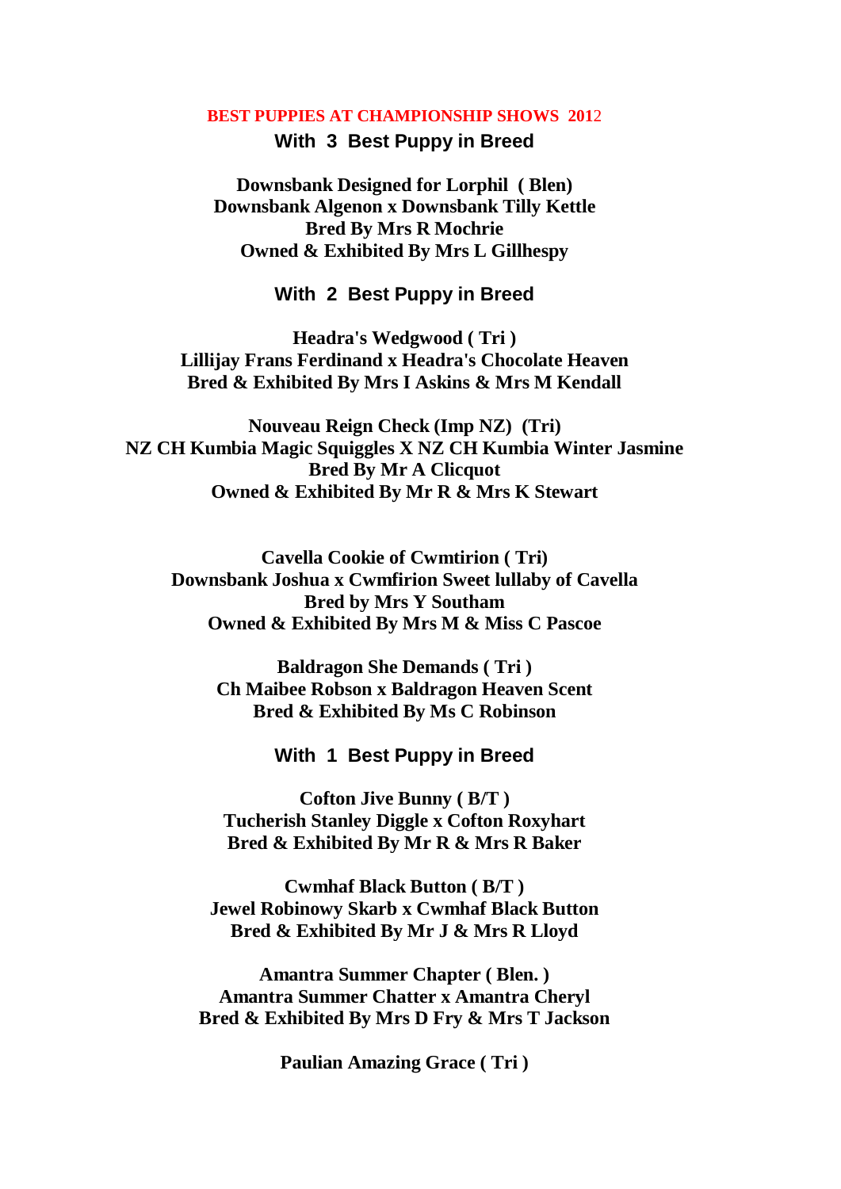# BEST PUPPIES AT CHAMPIONSHIP SHOWS 2012

## With 3 Best Puppy in Breed

**Downsbank Designed for Lorphil ( Blen)**
**Downsbank Algenon x Downsbank Tilly Kettle**
**Bred By Mrs R Mochrie**
**Owned & Exhibited By Mrs L Gillhespy**

## With 2 Best Puppy in Breed

**Headra's Wedgwood ( Tri )**
**Lillijay Frans Ferdinand x Headra's Chocolate Heaven**
**Bred & Exhibited By Mrs I Askins & Mrs M Kendall**

**Nouveau Reign Check (Imp NZ) (Tri)**
**NZ CH Kumbia Magic Squiggles X NZ CH Kumbia Winter Jasmine**
**Bred By Mr A Clicquot**
**Owned & Exhibited By Mr R & Mrs K Stewart**

**Cavella Cookie of Cwmtirion ( Tri)**
**Downsbank Joshua x Cwmfirion Sweet lullaby of Cavella**
**Bred by Mrs Y Southam**
**Owned & Exhibited By Mrs M & Miss C Pascoe**

**Baldragon She Demands ( Tri )**
**Ch Maibee Robson x Baldragon Heaven Scent**
**Bred & Exhibited By Ms C Robinson**

## With 1 Best Puppy in Breed

**Cofton Jive Bunny ( B/T )**
**Tucherish Stanley Diggle x Cofton Roxyhart**
**Bred & Exhibited By Mr R & Mrs R Baker**

**Cwmhaf Black Button ( B/T )**
**Jewel Robinowy Skarb x Cwmhaf Black Button**
**Bred & Exhibited By Mr J & Mrs R Lloyd**

**Amantra Summer Chapter ( Blen. )**
**Amantra Summer Chatter x Amantra Cheryl**
**Bred & Exhibited By Mrs D Fry & Mrs T Jackson**

**Paulian Amazing Grace ( Tri )**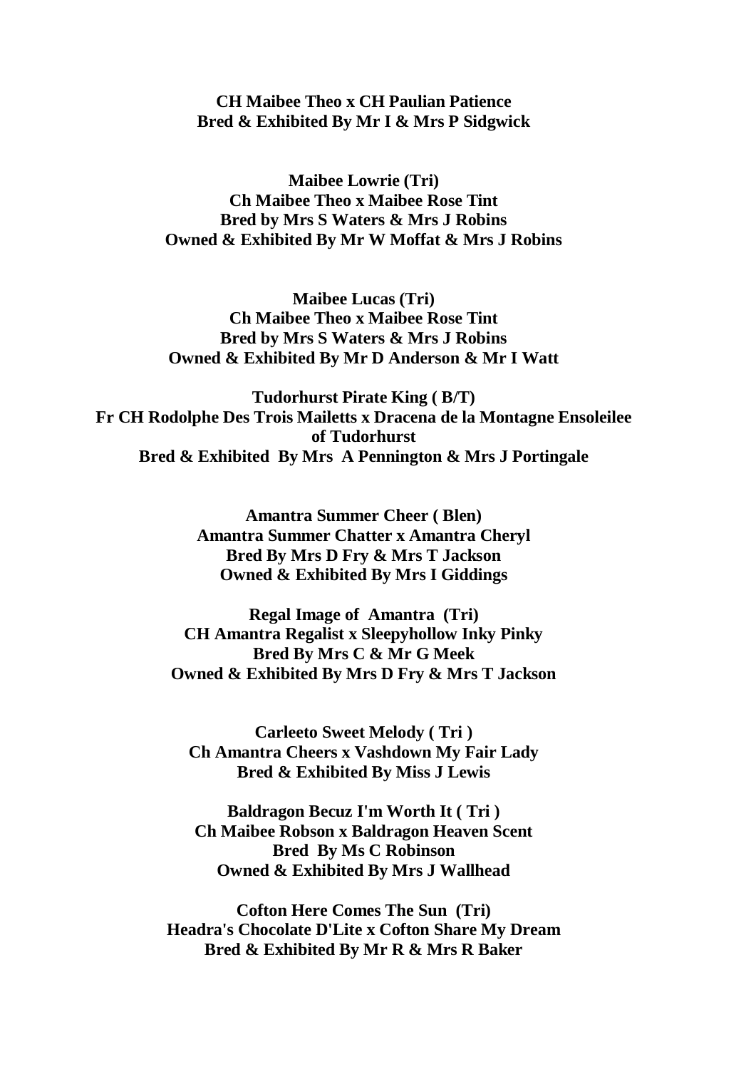**CH Maibee Theo x CH Paulian Patience**
**Bred & Exhibited By Mr I & Mrs P Sidgwick**

**Maibee Lowrie (Tri)**
**Ch Maibee Theo x Maibee Rose Tint**
**Bred by Mrs S Waters & Mrs J Robins**
**Owned & Exhibited By Mr W Moffat & Mrs J Robins**

**Maibee Lucas (Tri)**
**Ch Maibee Theo x Maibee Rose Tint**
**Bred by Mrs S Waters & Mrs J Robins**
**Owned & Exhibited By Mr D Anderson & Mr I Watt**

**Tudorhurst Pirate King ( B/T)**
**Fr CH Rodolphe Des Trois Mailetts x Dracena de la Montagne Ensoleilee of Tudorhurst**
**Bred & Exhibited By Mrs A Pennington & Mrs J Portingale**

**Amantra Summer Cheer ( Blen)**
**Amantra Summer Chatter x Amantra Cheryl**
**Bred By Mrs D Fry & Mrs T Jackson**
**Owned & Exhibited By Mrs I Giddings**

**Regal Image of Amantra (Tri)**
**CH Amantra Regalist x Sleepyhollow Inky Pinky**
**Bred By Mrs C & Mr G Meek**
**Owned & Exhibited By Mrs D Fry & Mrs T Jackson**

**Carleeto Sweet Melody ( Tri )**
**Ch Amantra Cheers x Vashdown My Fair Lady**
**Bred & Exhibited By Miss J Lewis**

**Baldragon Becuz I'm Worth It ( Tri )**
**Ch Maibee Robson x Baldragon Heaven Scent**
**Bred By Ms C Robinson**
**Owned & Exhibited By Mrs J Wallhead**

**Cofton Here Comes The Sun (Tri)**
**Headra's Chocolate D'Lite x Cofton Share My Dream**
**Bred & Exhibited By Mr R & Mrs R Baker**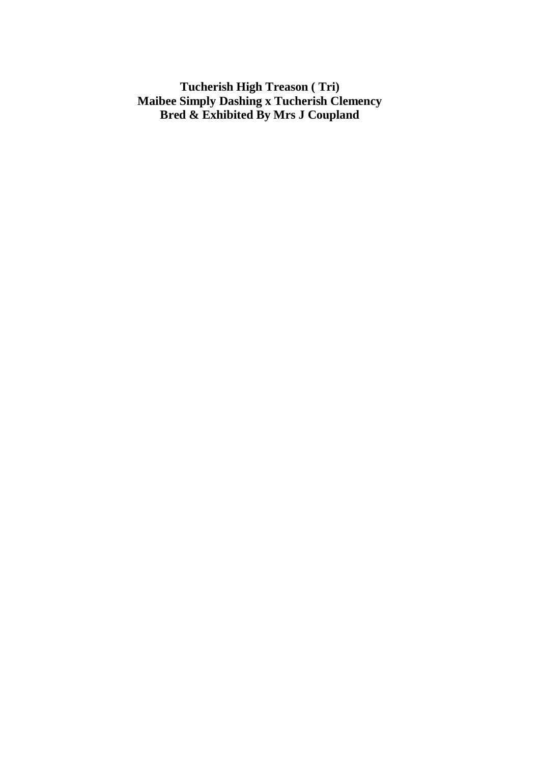**Tucherish High Treason ( Tri)**
**Maibee Simply Dashing x Tucherish Clemency**
**Bred & Exhibited By Mrs J Coupland**